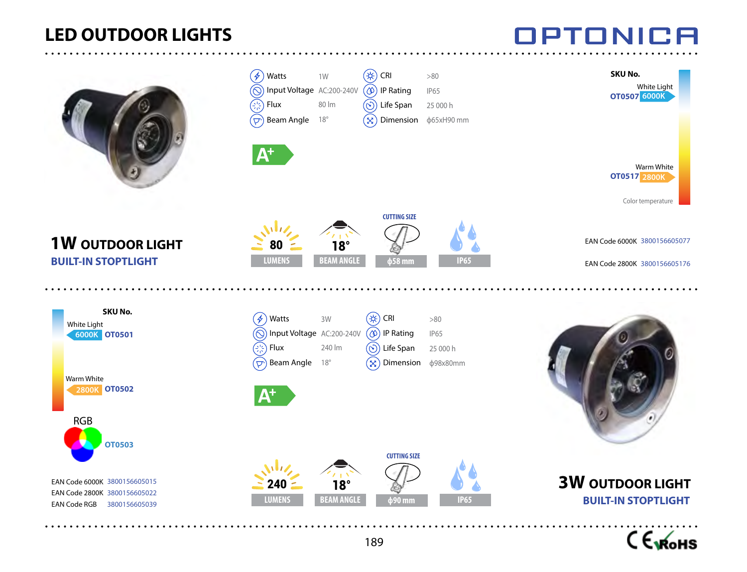# LED OUTDOOR LIGHTS

OPTONICA

## 1W OUTDOOR LIGHT

### BUILT-IN STOPTLIGHT

| | | | |
|---|---|---|---|
| Watts | 1W | CRI | >80 |
| Input Voltage | AC:200-240V | IP Rating | IP65 |
| Flux | 80 lm | Life Span | 25 000 h |
| Beam Angle | 18° | Dimension | ϕ65xH90 mm |

A+

80 LUMENS | 18° BEAM ANGLE | CUTTING SIZE ϕ58 mm | IP65

**SKU No.**

White Light OT0507 6000K

Warm White OT0517 2800K

Color temperature

EAN Code 6000K 3800156605077

EAN Code 2800K 3800156605176

## 3W OUTDOOR LIGHT

### BUILT-IN STOPTLIGHT

**SKU No.**

White Light 6000K OT0501

Warm White 2800K OT0502

RGB OT0503

EAN Code 6000K 3800156605015
EAN Code 2800K 3800156605022
EAN Code RGB 3800156605039

| | | | |
|---|---|---|---|
| Watts | 3W | CRI | >80 |
| Input Voltage | AC:200-240V | IP Rating | IP65 |
| Flux | 240 lm | Life Span | 25 000 h |
| Beam Angle | 18° | Dimension | ϕ98x80mm |

A+

240 LUMENS | 18° BEAM ANGLE | CUTTING SIZE ϕ90 mm | IP65

CE RoHS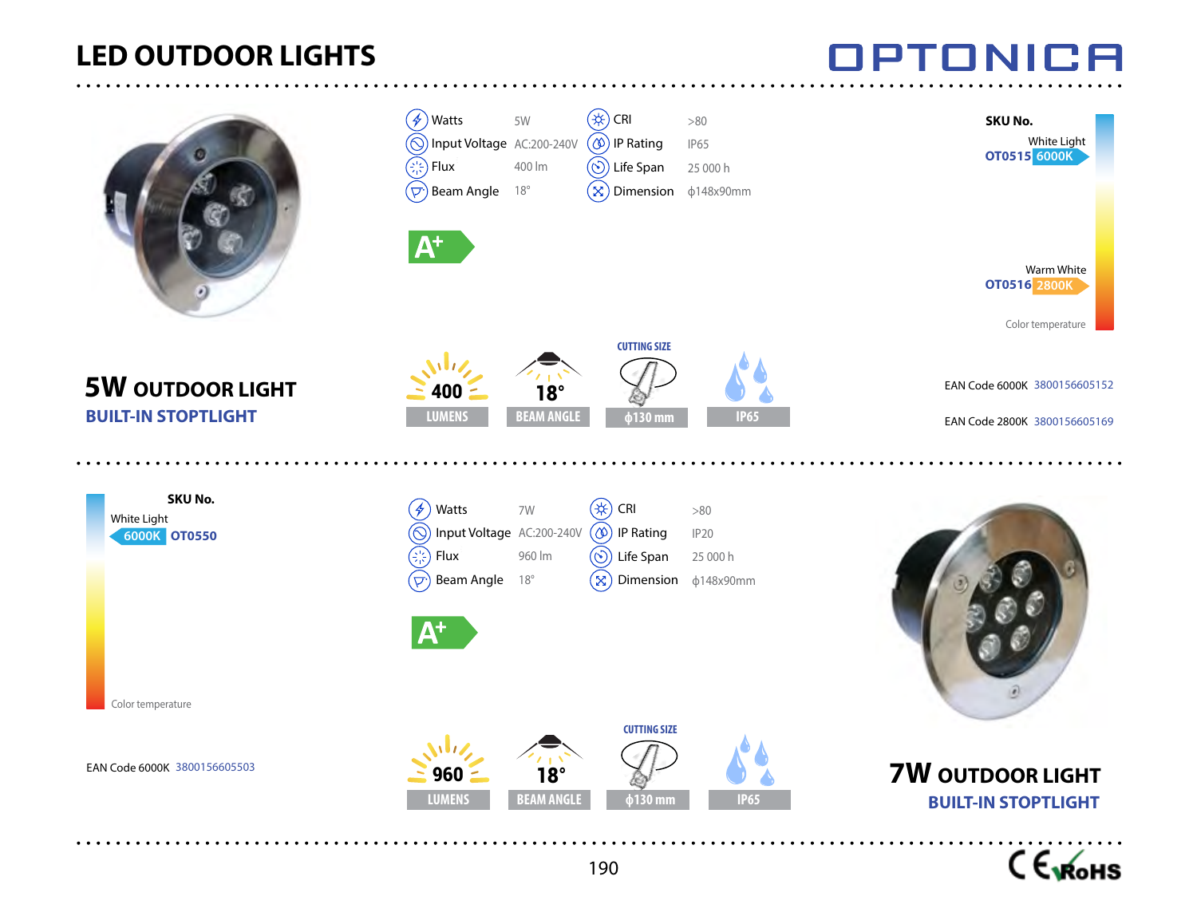# LED OUTDOOR LIGHTS

OPTONICA

## 5W OUTDOOR LIGHT

### BUILT-IN STOPTLIGHT

| | | | |
|---|---|---|---|
| Watts | 5W | CRI | >80 |
| Input Voltage | AC:200-240V | IP Rating | IP65 |
| Flux | 400 lm | Life Span | 25 000 h |
| Beam Angle | 18° | Dimension | ϕ148x90mm |

A+

400 LUMENS | 18° BEAM ANGLE | CUTTING SIZE ϕ130 mm | IP65

**SKU No.**

White Light
**OT0515** 6000K

Warm White
**OT0516** 2800K

Color temperature

EAN Code 6000K 3800156605152

EAN Code 2800K 3800156605169

## 7W OUTDOOR LIGHT

### BUILT-IN STOPTLIGHT

**SKU No.**

White Light
6000K **OT0550**

Color temperature

EAN Code 6000K 3800156605503

| | | | |
|---|---|---|---|
| Watts | 7W | CRI | >80 |
| Input Voltage | AC:200-240V | IP Rating | IP20 |
| Flux | 960 lm | Life Span | 25 000 h |
| Beam Angle | 18° | Dimension | ϕ148x90mm |

A+

960 LUMENS | 18° BEAM ANGLE | CUTTING SIZE ϕ130 mm | IP65

CE RoHS